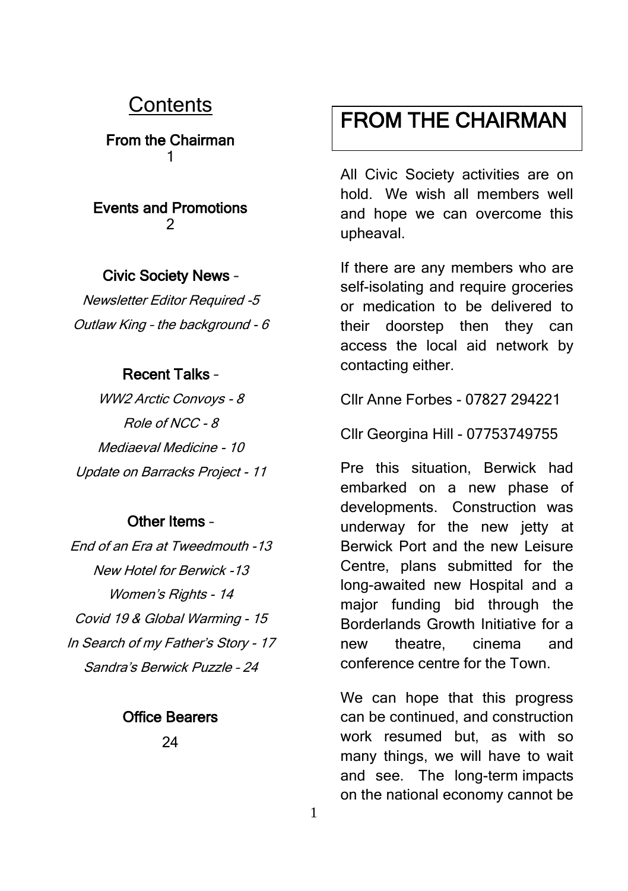## Contents

**From the Chairman**
1

**Events and Promotions**
2

**Civic Society News** –

*Newsletter Editor Required -5*

*Outlaw King – the background - 6*

**Recent Talks** –

*WW2 Arctic Convoys - 8*

*Role of NCC - 8*

*Mediaeval Medicine - 10*

*Update on Barracks Project - 11*

**Other Items** –

*End of an Era at Tweedmouth -13*

*New Hotel for Berwick -13*

*Women's Rights - 14*

*Covid 19 & Global Warming - 15*

*In Search of my Father's Story - 17*

*Sandra's Berwick Puzzle – 24*

**Office Bearers**

24

# FROM THE CHAIRMAN

All Civic Society activities are on hold. We wish all members well and hope we can overcome this upheaval.

If there are any members who are self-isolating and require groceries or medication to be delivered to their doorstep then they can access the local aid network by contacting either.

Cllr Anne Forbes - 07827 294221

Cllr Georgina Hill - 07753749755

Pre this situation, Berwick had embarked on a new phase of developments. Construction was underway for the new jetty at Berwick Port and the new Leisure Centre, plans submitted for the long-awaited new Hospital and a major funding bid through the Borderlands Growth Initiative for a new theatre, cinema and conference centre for the Town.

We can hope that this progress can be continued, and construction work resumed but, as with so many things, we will have to wait and see. The long-term impacts on the national economy cannot be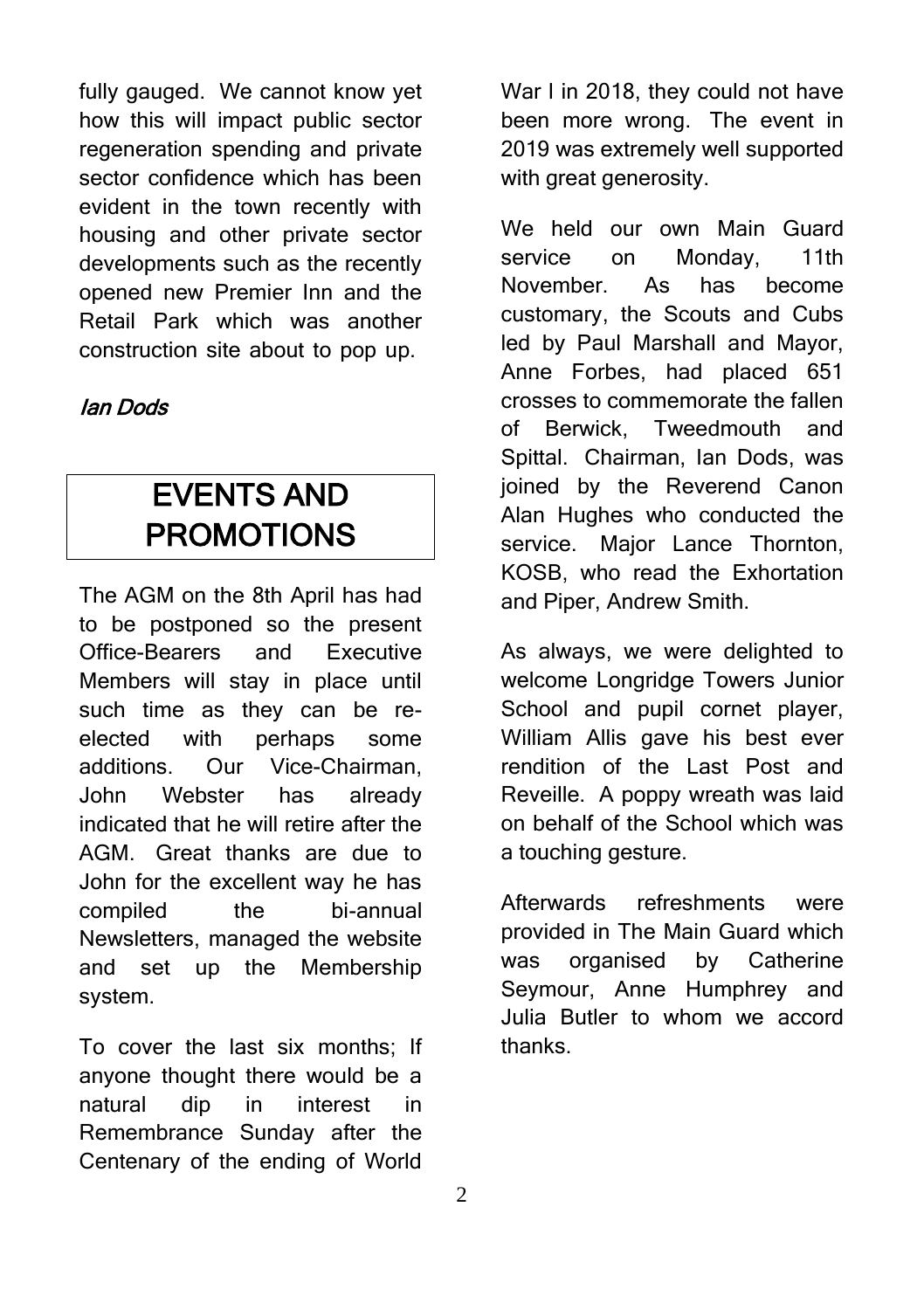fully gauged. We cannot know yet how this will impact public sector regeneration spending and private sector confidence which has been evident in the town recently with housing and other private sector developments such as the recently opened new Premier Inn and the Retail Park which was another construction site about to pop up.

*Ian Dods*

## EVENTS AND PROMOTIONS

The AGM on the 8th April has had to be postponed so the present Office-Bearers and Executive Members will stay in place until such time as they can be re-elected with perhaps some additions. Our Vice-Chairman, John Webster has already indicated that he will retire after the AGM. Great thanks are due to John for the excellent way he has compiled the bi-annual Newsletters, managed the website and set up the Membership system.

To cover the last six months; If anyone thought there would be a natural dip in interest in Remembrance Sunday after the Centenary of the ending of World War I in 2018, they could not have been more wrong. The event in 2019 was extremely well supported with great generosity.

We held our own Main Guard service on Monday, 11th November. As has become customary, the Scouts and Cubs led by Paul Marshall and Mayor, Anne Forbes, had placed 651 crosses to commemorate the fallen of Berwick, Tweedmouth and Spittal. Chairman, Ian Dods, was joined by the Reverend Canon Alan Hughes who conducted the service. Major Lance Thornton, KOSB, who read the Exhortation and Piper, Andrew Smith.

As always, we were delighted to welcome Longridge Towers Junior School and pupil cornet player, William Allis gave his best ever rendition of the Last Post and Reveille. A poppy wreath was laid on behalf of the School which was a touching gesture.

Afterwards refreshments were provided in The Main Guard which was organised by Catherine Seymour, Anne Humphrey and Julia Butler to whom we accord thanks.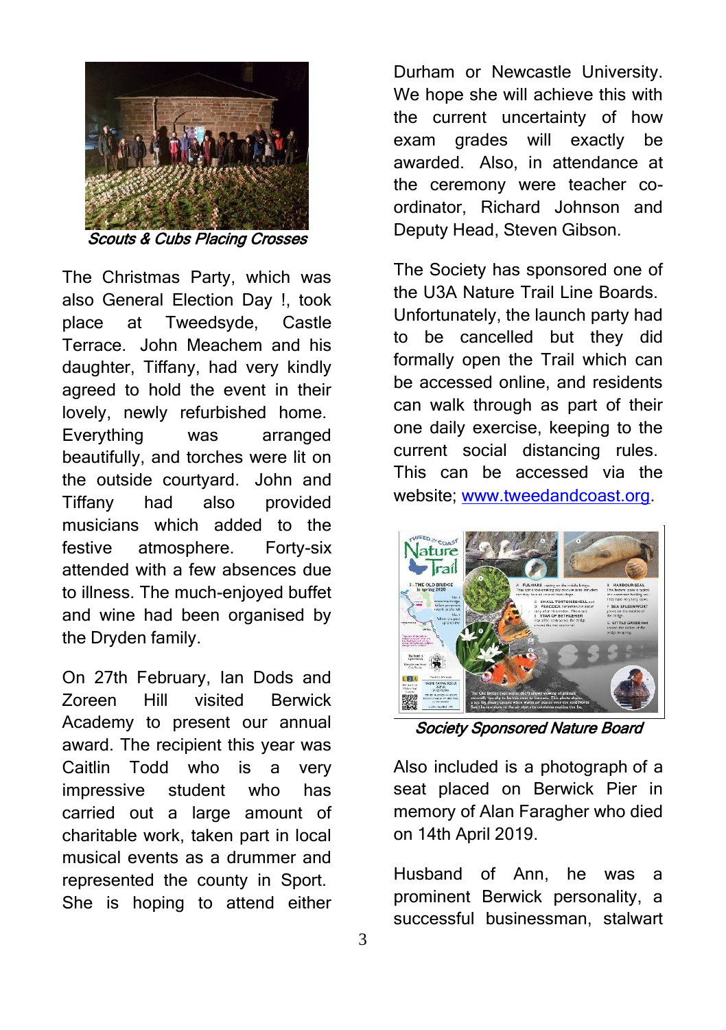*Scouts & Cubs Placing Crosses*

The Christmas Party, which was also General Election Day !, took place at Tweedsyde, Castle Terrace. John Meachem and his daughter, Tiffany, had very kindly agreed to hold the event in their lovely, newly refurbished home. Everything was arranged beautifully, and torches were lit on the outside courtyard. John and Tiffany had also provided musicians which added to the festive atmosphere. Forty-six attended with a few absences due to illness. The much-enjoyed buffet and wine had been organised by the Dryden family.

On 27th February, Ian Dods and Zoreen Hill visited Berwick Academy to present our annual award. The recipient this year was Caitlin Todd who is a very impressive student who has carried out a large amount of charitable work, taken part in local musical events as a drummer and represented the county in Sport. She is hoping to attend either Durham or Newcastle University. We hope she will achieve this with the current uncertainty of how exam grades will exactly be awarded. Also, in attendance at the ceremony were teacher co-ordinator, Richard Johnson and Deputy Head, Steven Gibson.

The Society has sponsored one of the U3A Nature Trail Line Boards. Unfortunately, the launch party had to be cancelled but they did formally open the Trail which can be accessed online, and residents can walk through as part of their one daily exercise, keeping to the current social distancing rules. This can be accessed via the website; [www.tweedandcoast.org](http://www.tweedandcoast.org).

*Society Sponsored Nature Board*

Also included is a photograph of a seat placed on Berwick Pier in memory of Alan Faragher who died on 14th April 2019.

Husband of Ann, he was a prominent Berwick personality, a successful businessman, stalwart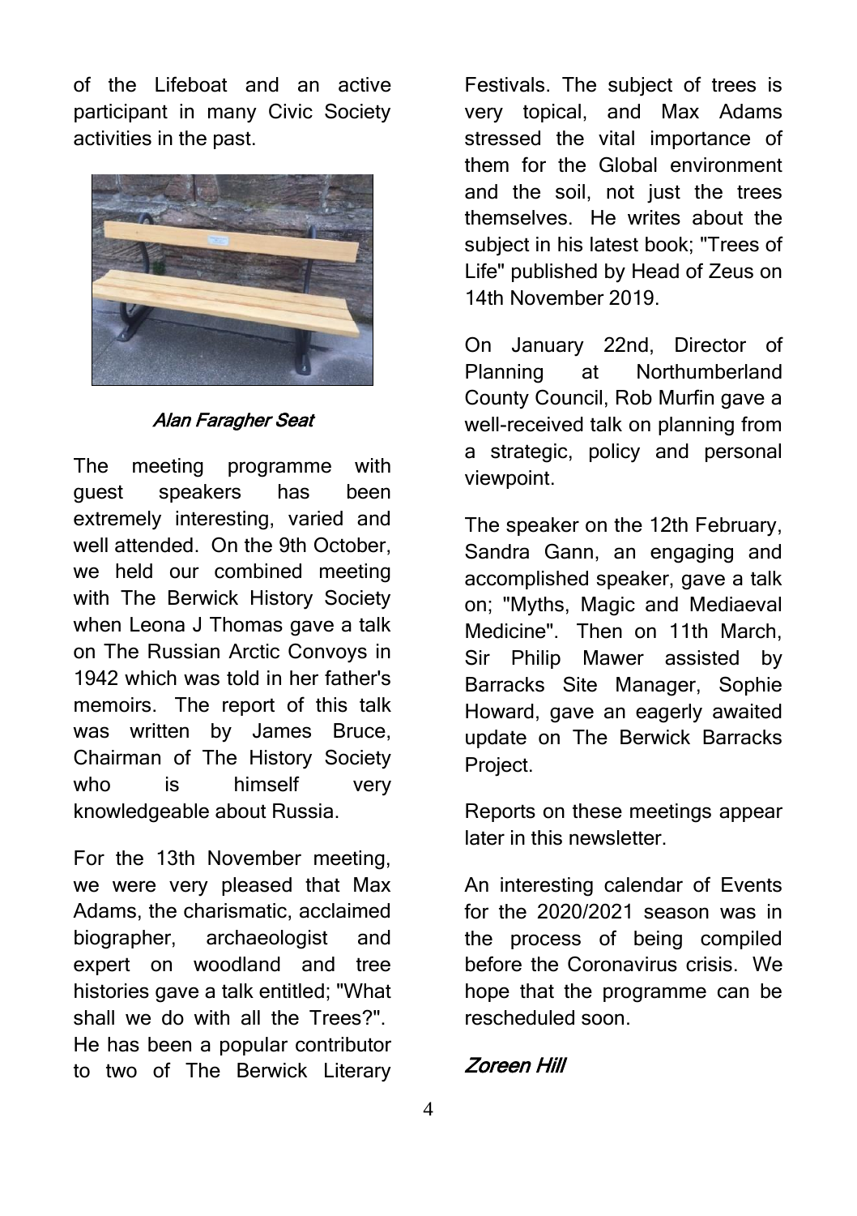of the Lifeboat and an active participant in many Civic Society activities in the past.

*Alan Faragher Seat*

The meeting programme with guest speakers has been extremely interesting, varied and well attended. On the 9th October, we held our combined meeting with The Berwick History Society when Leona J Thomas gave a talk on The Russian Arctic Convoys in 1942 which was told in her father's memoirs. The report of this talk was written by James Bruce, Chairman of The History Society who is himself very knowledgeable about Russia.

For the 13th November meeting, we were very pleased that Max Adams, the charismatic, acclaimed biographer, archaeologist and expert on woodland and tree histories gave a talk entitled; "What shall we do with all the Trees?". He has been a popular contributor to two of The Berwick Literary Festivals. The subject of trees is very topical, and Max Adams stressed the vital importance of them for the Global environment and the soil, not just the trees themselves. He writes about the subject in his latest book; "Trees of Life" published by Head of Zeus on 14th November 2019.

On January 22nd, Director of Planning at Northumberland County Council, Rob Murfin gave a well-received talk on planning from a strategic, policy and personal viewpoint.

The speaker on the 12th February, Sandra Gann, an engaging and accomplished speaker, gave a talk on; "Myths, Magic and Mediaeval Medicine". Then on 11th March, Sir Philip Mawer assisted by Barracks Site Manager, Sophie Howard, gave an eagerly awaited update on The Berwick Barracks Project.

Reports on these meetings appear later in this newsletter.

An interesting calendar of Events for the 2020/2021 season was in the process of being compiled before the Coronavirus crisis. We hope that the programme can be rescheduled soon.

***Zoreen Hill***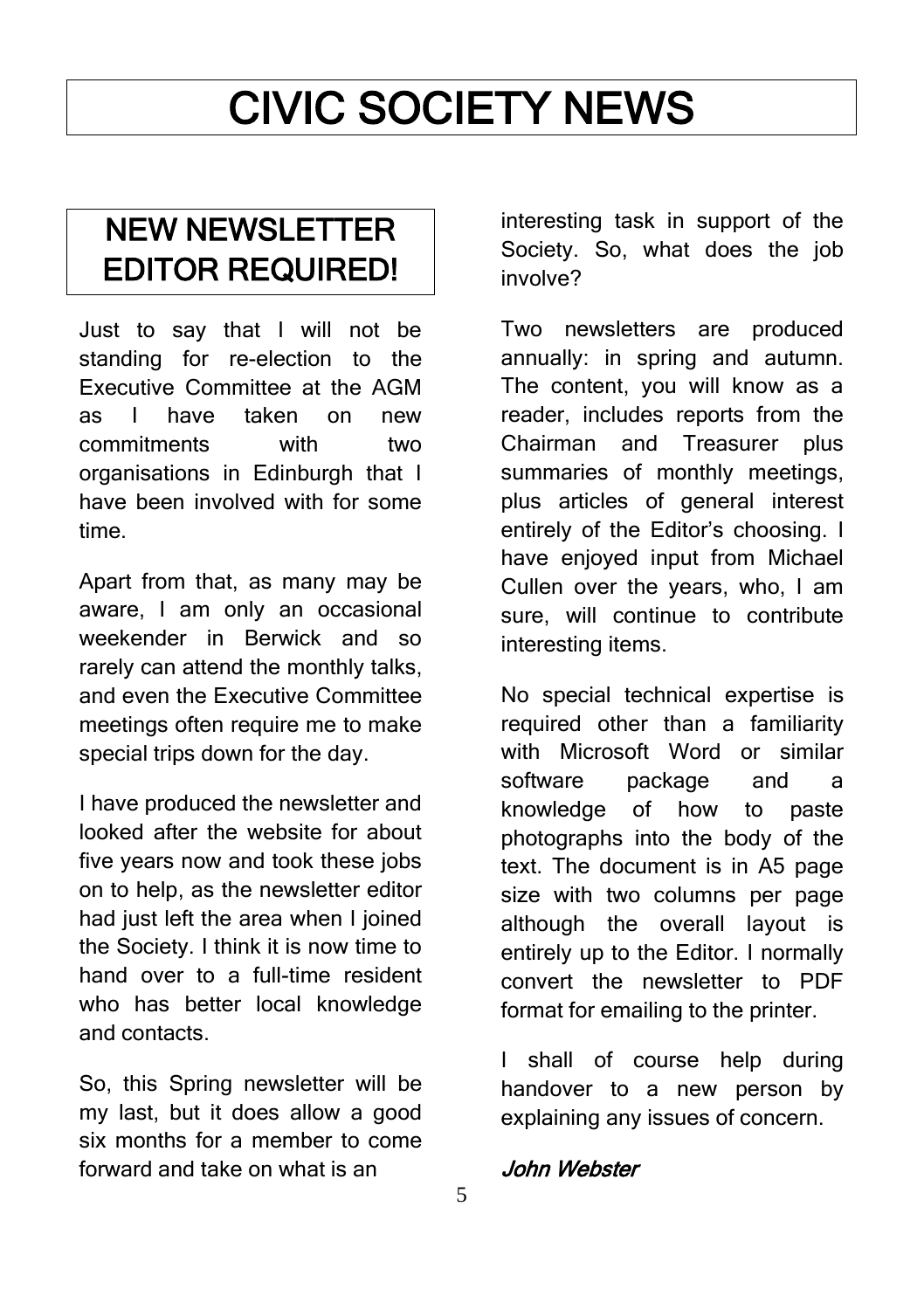# CIVIC SOCIETY NEWS

## NEW NEWSLETTER EDITOR REQUIRED!

Just to say that I will not be standing for re-election to the Executive Committee at the AGM as I have taken on new commitments with two organisations in Edinburgh that I have been involved with for some time.

Apart from that, as many may be aware, I am only an occasional weekender in Berwick and so rarely can attend the monthly talks, and even the Executive Committee meetings often require me to make special trips down for the day.

I have produced the newsletter and looked after the website for about five years now and took these jobs on to help, as the newsletter editor had just left the area when I joined the Society. I think it is now time to hand over to a full-time resident who has better local knowledge and contacts.

So, this Spring newsletter will be my last, but it does allow a good six months for a member to come forward and take on what is an interesting task in support of the Society. So, what does the job involve?

Two newsletters are produced annually: in spring and autumn. The content, you will know as a reader, includes reports from the Chairman and Treasurer plus summaries of monthly meetings, plus articles of general interest entirely of the Editor's choosing. I have enjoyed input from Michael Cullen over the years, who, I am sure, will continue to contribute interesting items.

No special technical expertise is required other than a familiarity with Microsoft Word or similar software package and a knowledge of how to paste photographs into the body of the text. The document is in A5 page size with two columns per page although the overall layout is entirely up to the Editor. I normally convert the newsletter to PDF format for emailing to the printer.

I shall of course help during handover to a new person by explaining any issues of concern.

***John Webster***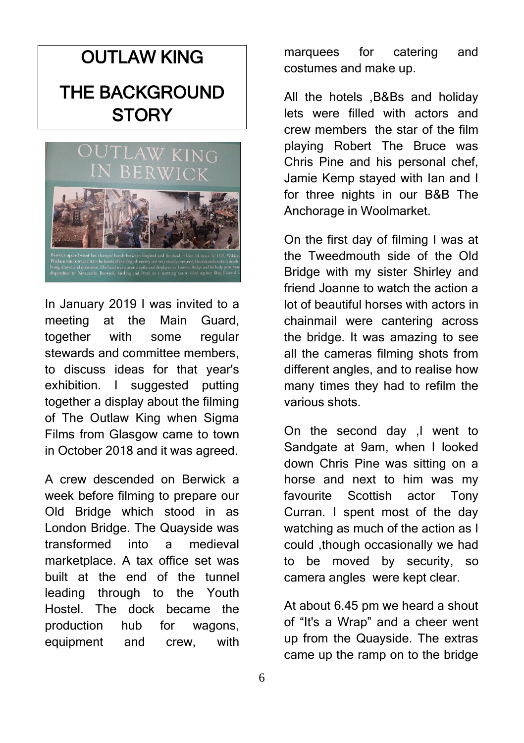# OUTLAW KING

# THE BACKGROUND STORY

In January 2019 I was invited to a meeting at the Main Guard, together with some regular stewards and committee members, to discuss ideas for that year's exhibition. I suggested putting together a display about the filming of The Outlaw King when Sigma Films from Glasgow came to town in October 2018 and it was agreed.

A crew descended on Berwick a week before filming to prepare our Old Bridge which stood in as London Bridge. The Quayside was transformed into a medieval marketplace. A tax office set was built at the end of the tunnel leading through to the Youth Hostel. The dock became the production hub for wagons, equipment and crew, with marquees for catering and costumes and make up.

All the hotels ,B&Bs and holiday lets were filled with actors and crew members the star of the film playing Robert The Bruce was Chris Pine and his personal chef, Jamie Kemp stayed with Ian and I for three nights in our B&B The Anchorage in Woolmarket.

On the first day of filming I was at the Tweedmouth side of the Old Bridge with my sister Shirley and friend Joanne to watch the action a lot of beautiful horses with actors in chainmail were cantering across the bridge. It was amazing to see all the cameras filming shots from different angles, and to realise how many times they had to refilm the various shots.

On the second day ,I went to Sandgate at 9am, when I looked down Chris Pine was sitting on a horse and next to him was my favourite Scottish actor Tony Curran. I spent most of the day watching as much of the action as I could ,though occasionally we had to be moved by security, so camera angles were kept clear.

At about 6.45 pm we heard a shout of "It's a Wrap" and a cheer went up from the Quayside. The extras came up the ramp on to the bridge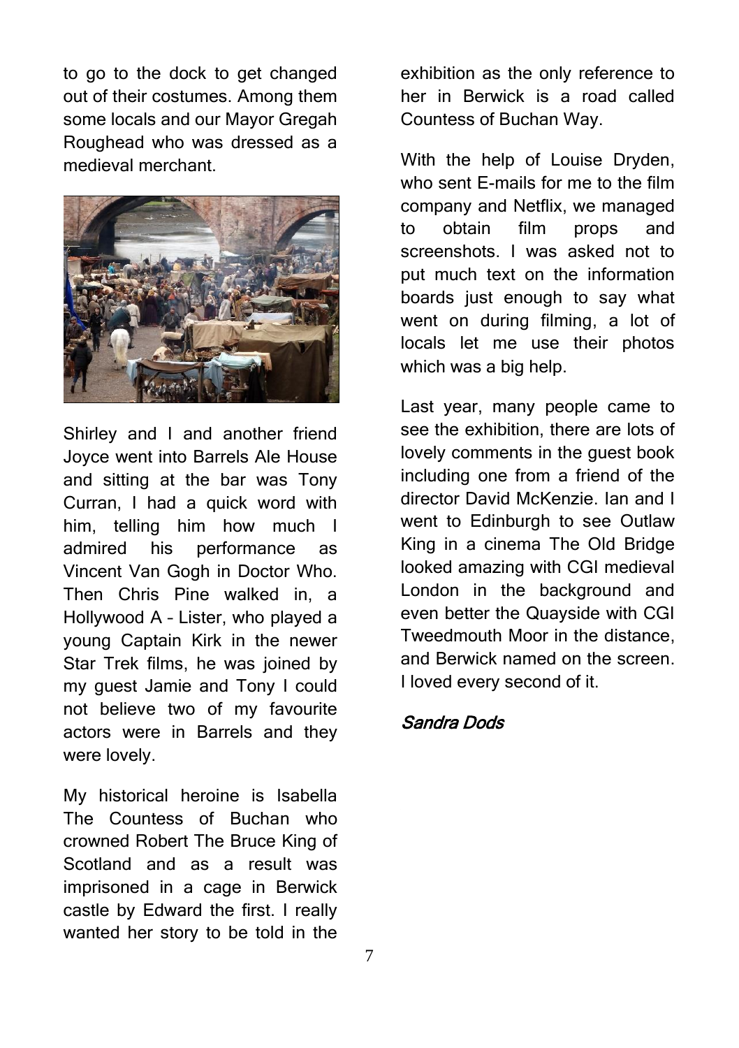to go to the dock to get changed out of their costumes. Among them some locals and our Mayor Gregah Roughead who was dressed as a medieval merchant.

Shirley and I and another friend Joyce went into Barrels Ale House and sitting at the bar was Tony Curran, I had a quick word with him, telling him how much I admired his performance as Vincent Van Gogh in Doctor Who. Then Chris Pine walked in, a Hollywood A – Lister, who played a young Captain Kirk in the newer Star Trek films, he was joined by my guest Jamie and Tony I could not believe two of my favourite actors were in Barrels and they were lovely.

My historical heroine is Isabella The Countess of Buchan who crowned Robert The Bruce King of Scotland and as a result was imprisoned in a cage in Berwick castle by Edward the first. I really wanted her story to be told in the exhibition as the only reference to her in Berwick is a road called Countess of Buchan Way.

With the help of Louise Dryden, who sent E-mails for me to the film company and Netflix, we managed to obtain film props and screenshots. I was asked not to put much text on the information boards just enough to say what went on during filming, a lot of locals let me use their photos which was a big help.

Last year, many people came to see the exhibition, there are lots of lovely comments in the guest book including one from a friend of the director David McKenzie. Ian and I went to Edinburgh to see Outlaw King in a cinema The Old Bridge looked amazing with CGI medieval London in the background and even better the Quayside with CGI Tweedmouth Moor in the distance, and Berwick named on the screen. I loved every second of it.

*Sandra Dods*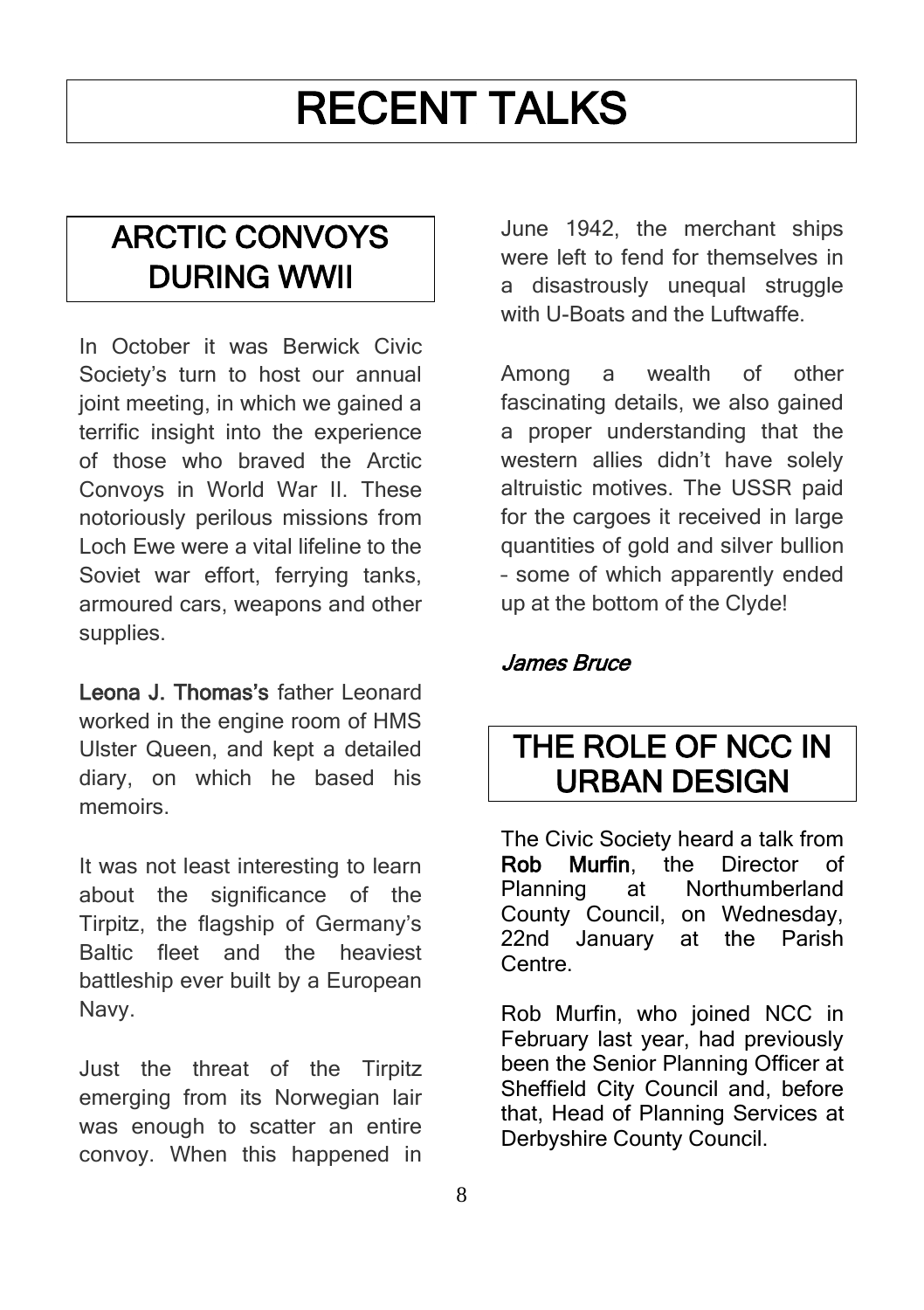# RECENT TALKS

## ARCTIC CONVOYS DURING WWII

In October it was Berwick Civic Society's turn to host our annual joint meeting, in which we gained a terrific insight into the experience of those who braved the Arctic Convoys in World War II. These notoriously perilous missions from Loch Ewe were a vital lifeline to the Soviet war effort, ferrying tanks, armoured cars, weapons and other supplies.

**Leona J. Thomas's** father Leonard worked in the engine room of HMS Ulster Queen, and kept a detailed diary, on which he based his memoirs.

It was not least interesting to learn about the significance of the Tirpitz, the flagship of Germany's Baltic fleet and the heaviest battleship ever built by a European Navy.

Just the threat of the Tirpitz emerging from its Norwegian lair was enough to scatter an entire convoy. When this happened in June 1942, the merchant ships were left to fend for themselves in a disastrously unequal struggle with U-Boats and the Luftwaffe.

Among a wealth of other fascinating details, we also gained a proper understanding that the western allies didn't have solely altruistic motives. The USSR paid for the cargoes it received in large quantities of gold and silver bullion – some of which apparently ended up at the bottom of the Clyde!

*James Bruce*

## THE ROLE OF NCC IN URBAN DESIGN

The Civic Society heard a talk from **Rob Murfin**, the Director of Planning at Northumberland County Council, on Wednesday, 22nd January at the Parish Centre.

Rob Murfin, who joined NCC in February last year, had previously been the Senior Planning Officer at Sheffield City Council and, before that, Head of Planning Services at Derbyshire County Council.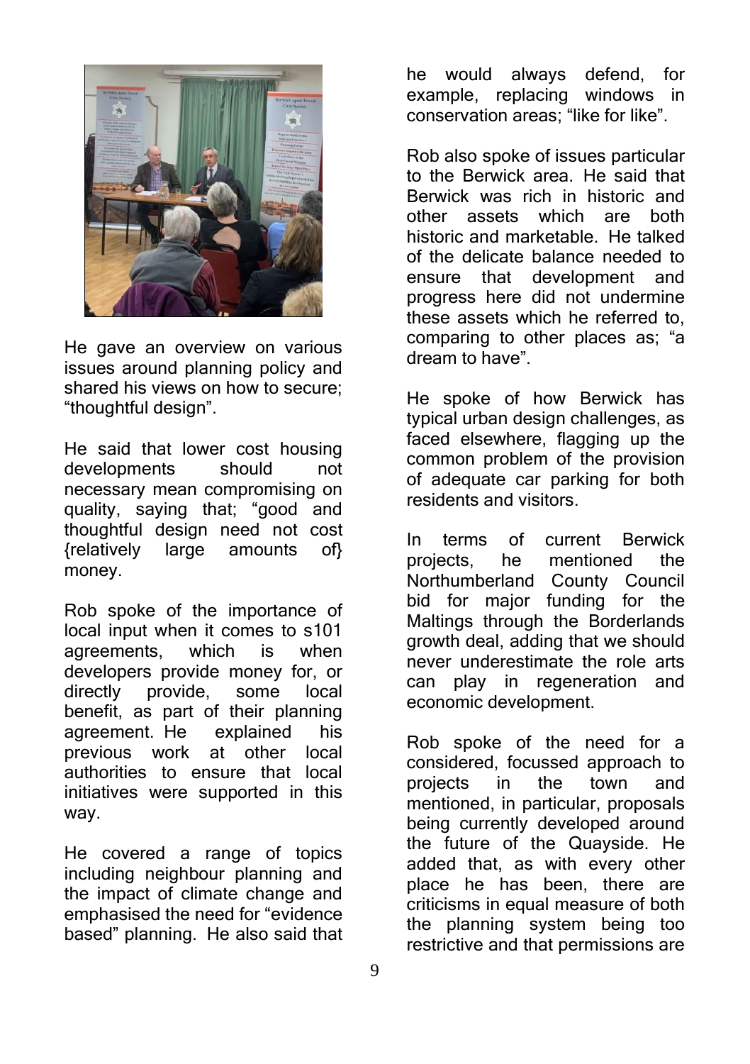He gave an overview on various issues around planning policy and shared his views on how to secure; "thoughtful design".

He said that lower cost housing developments should not necessary mean compromising on quality, saying that; "good and thoughtful design need not cost {relatively large amounts of} money.

Rob spoke of the importance of local input when it comes to s101 agreements, which is when developers provide money for, or directly provide, some local benefit, as part of their planning agreement. He explained his previous work at other local authorities to ensure that local initiatives were supported in this way.

He covered a range of topics including neighbour planning and the impact of climate change and emphasised the need for "evidence based" planning. He also said that he would always defend, for example, replacing windows in conservation areas; "like for like".

Rob also spoke of issues particular to the Berwick area. He said that Berwick was rich in historic and other assets which are both historic and marketable. He talked of the delicate balance needed to ensure that development and progress here did not undermine these assets which he referred to, comparing to other places as; "a dream to have".

He spoke of how Berwick has typical urban design challenges, as faced elsewhere, flagging up the common problem of the provision of adequate car parking for both residents and visitors.

In terms of current Berwick projects, he mentioned the Northumberland County Council bid for major funding for the Maltings through the Borderlands growth deal, adding that we should never underestimate the role arts can play in regeneration and economic development.

Rob spoke of the need for a considered, focussed approach to projects in the town and mentioned, in particular, proposals being currently developed around the future of the Quayside. He added that, as with every other place he has been, there are criticisms in equal measure of both the planning system being too restrictive and that permissions are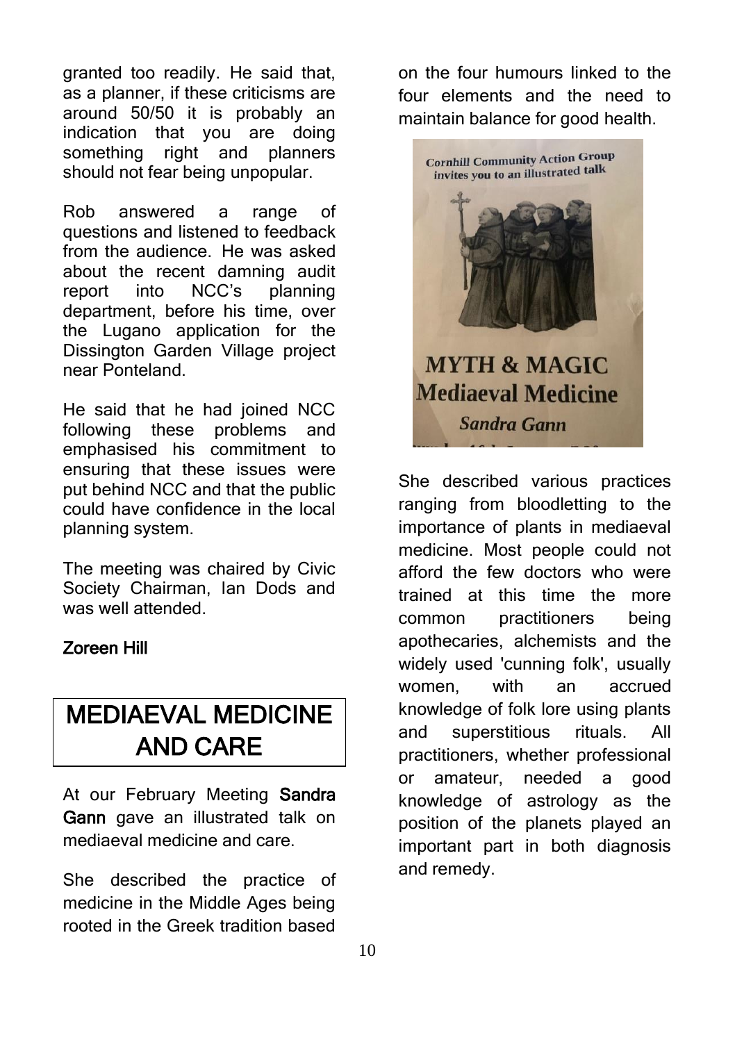granted too readily. He said that, as a planner, if these criticisms are around 50/50 it is probably an indication that you are doing something right and planners should not fear being unpopular.

Rob answered a range of questions and listened to feedback from the audience. He was asked about the recent damning audit report into NCC's planning department, before his time, over the Lugano application for the Dissington Garden Village project near Ponteland.

He said that he had joined NCC following these problems and emphasised his commitment to ensuring that these issues were put behind NCC and that the public could have confidence in the local planning system.

The meeting was chaired by Civic Society Chairman, Ian Dods and was well attended.

**Zoreen Hill**

## MEDIAEVAL MEDICINE AND CARE

At our February Meeting **Sandra Gann** gave an illustrated talk on mediaeval medicine and care.

She described the practice of medicine in the Middle Ages being rooted in the Greek tradition based on the four humours linked to the four elements and the need to maintain balance for good health.

Cornhill Community Action Group invites you to an illustrated talk

MYTH & MAGIC
Mediaeval Medicine
Sandra Gann

She described various practices ranging from bloodletting to the importance of plants in mediaeval medicine. Most people could not afford the few doctors who were trained at this time the more common practitioners being apothecaries, alchemists and the widely used 'cunning folk', usually women, with an accrued knowledge of folk lore using plants and superstitious rituals. All practitioners, whether professional or amateur, needed a good knowledge of astrology as the position of the planets played an important part in both diagnosis and remedy.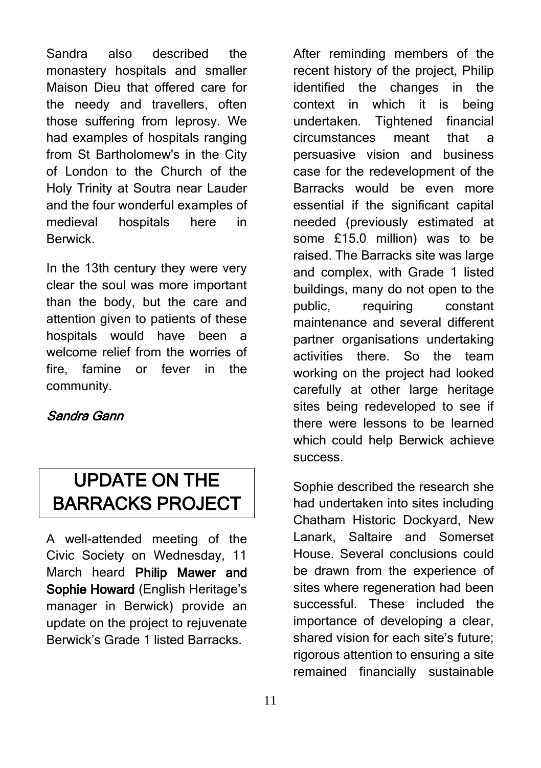Sandra also described the monastery hospitals and smaller Maison Dieu that offered care for the needy and travellers, often those suffering from leprosy. We had examples of hospitals ranging from St Bartholomew's in the City of London to the Church of the Holy Trinity at Soutra near Lauder and the four wonderful examples of medieval hospitals here in Berwick.

In the 13th century they were very clear the soul was more important than the body, but the care and attention given to patients of these hospitals would have been a welcome relief from the worries of fire, famine or fever in the community.

*Sandra Gann*

## UPDATE ON THE BARRACKS PROJECT

A well-attended meeting of the Civic Society on Wednesday, 11 March heard **Philip Mawer and Sophie Howard** (English Heritage's manager in Berwick) provide an update on the project to rejuvenate Berwick's Grade 1 listed Barracks.

After reminding members of the recent history of the project, Philip identified the changes in the context in which it is being undertaken. Tightened financial circumstances meant that a persuasive vision and business case for the redevelopment of the Barracks would be even more essential if the significant capital needed (previously estimated at some £15.0 million) was to be raised. The Barracks site was large and complex, with Grade 1 listed buildings, many do not open to the public, requiring constant maintenance and several different partner organisations undertaking activities there. So the team working on the project had looked carefully at other large heritage sites being redeveloped to see if there were lessons to be learned which could help Berwick achieve success.

Sophie described the research she had undertaken into sites including Chatham Historic Dockyard, New Lanark, Saltaire and Somerset House. Several conclusions could be drawn from the experience of sites where regeneration had been successful. These included the importance of developing a clear, shared vision for each site's future; rigorous attention to ensuring a site remained financially sustainable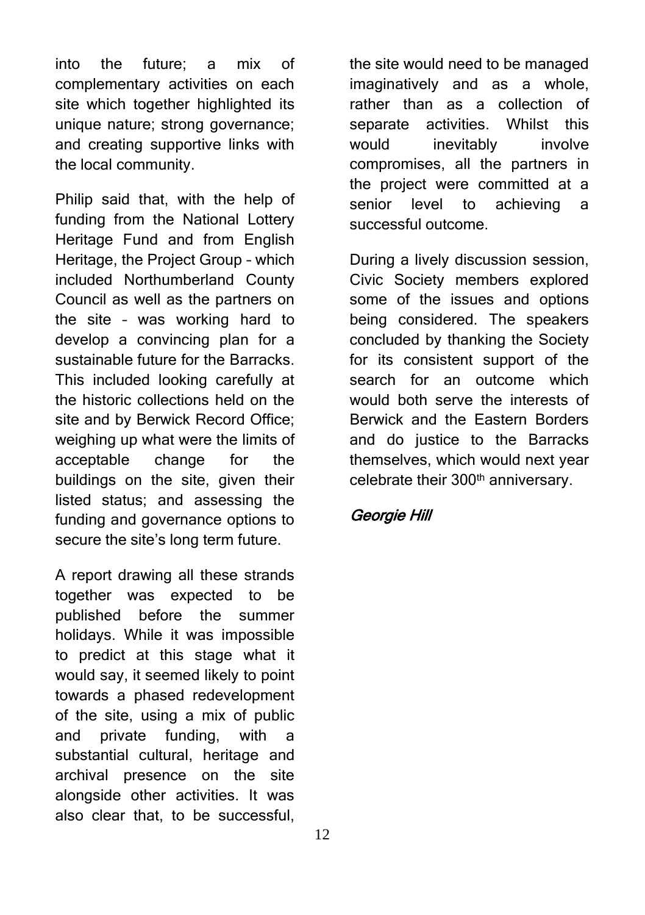into the future; a mix of complementary activities on each site which together highlighted its unique nature; strong governance; and creating supportive links with the local community.

Philip said that, with the help of funding from the National Lottery Heritage Fund and from English Heritage, the Project Group – which included Northumberland County Council as well as the partners on the site – was working hard to develop a convincing plan for a sustainable future for the Barracks. This included looking carefully at the historic collections held on the site and by Berwick Record Office; weighing up what were the limits of acceptable change for the buildings on the site, given their listed status; and assessing the funding and governance options to secure the site's long term future.

A report drawing all these strands together was expected to be published before the summer holidays. While it was impossible to predict at this stage what it would say, it seemed likely to point towards a phased redevelopment of the site, using a mix of public and private funding, with a substantial cultural, heritage and archival presence on the site alongside other activities. It was also clear that, to be successful, the site would need to be managed imaginatively and as a whole, rather than as a collection of separate activities. Whilst this would inevitably involve compromises, all the partners in the project were committed at a senior level to achieving a successful outcome.

During a lively discussion session, Civic Society members explored some of the issues and options being considered. The speakers concluded by thanking the Society for its consistent support of the search for an outcome which would both serve the interests of Berwick and the Eastern Borders and do justice to the Barracks themselves, which would next year celebrate their 300th anniversary.

*Georgie Hill*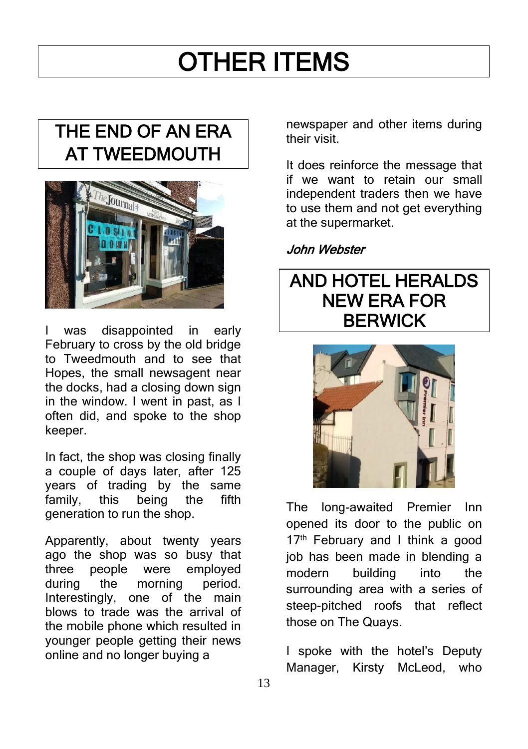# OTHER ITEMS

## THE END OF AN ERA AT TWEEDMOUTH

I was disappointed in early February to cross by the old bridge to Tweedmouth and to see that Hopes, the small newsagent near the docks, had a closing down sign in the window. I went in past, as I often did, and spoke to the shop keeper.

In fact, the shop was closing finally a couple of days later, after 125 years of trading by the same family, this being the fifth generation to run the shop.

Apparently, about twenty years ago the shop was so busy that three people were employed during the morning period. Interestingly, one of the main blows to trade was the arrival of the mobile phone which resulted in younger people getting their news online and no longer buying a newspaper and other items during their visit.

It does reinforce the message that if we want to retain our small independent traders then we have to use them and not get everything at the supermarket.

*John Webster*

## AND HOTEL HERALDS NEW ERA FOR BERWICK

The long-awaited Premier Inn opened its door to the public on 17th February and I think a good job has been made in blending a modern building into the surrounding area with a series of steep-pitched roofs that reflect those on The Quays.

I spoke with the hotel's Deputy Manager, Kirsty McLeod, who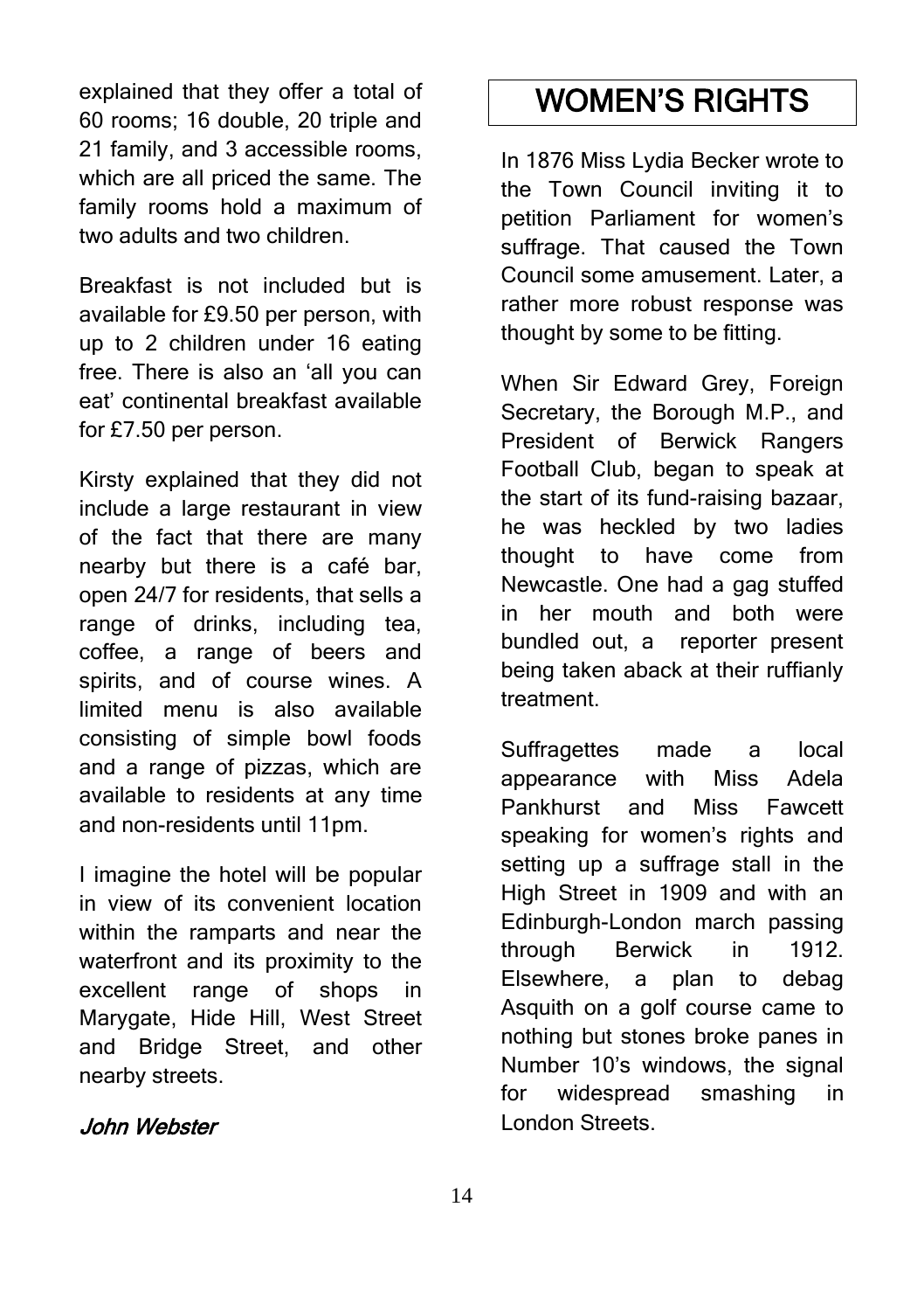explained that they offer a total of 60 rooms; 16 double, 20 triple and 21 family, and 3 accessible rooms, which are all priced the same. The family rooms hold a maximum of two adults and two children.

Breakfast is not included but is available for £9.50 per person, with up to 2 children under 16 eating free. There is also an 'all you can eat' continental breakfast available for £7.50 per person.

Kirsty explained that they did not include a large restaurant in view of the fact that there are many nearby but there is a café bar, open 24/7 for residents, that sells a range of drinks, including tea, coffee, a range of beers and spirits, and of course wines. A limited menu is also available consisting of simple bowl foods and a range of pizzas, which are available to residents at any time and non-residents until 11pm.

I imagine the hotel will be popular in view of its convenient location within the ramparts and near the waterfront and its proximity to the excellent range of shops in Marygate, Hide Hill, West Street and Bridge Street, and other nearby streets.

*John Webster*

# WOMEN'S RIGHTS

In 1876 Miss Lydia Becker wrote to the Town Council inviting it to petition Parliament for women's suffrage. That caused the Town Council some amusement. Later, a rather more robust response was thought by some to be fitting.

When Sir Edward Grey, Foreign Secretary, the Borough M.P., and President of Berwick Rangers Football Club, began to speak at the start of its fund-raising bazaar, he was heckled by two ladies thought to have come from Newcastle. One had a gag stuffed in her mouth and both were bundled out, a reporter present being taken aback at their ruffianly treatment.

Suffragettes made a local appearance with Miss Adela Pankhurst and Miss Fawcett speaking for women's rights and setting up a suffrage stall in the High Street in 1909 and with an Edinburgh-London march passing through Berwick in 1912. Elsewhere, a plan to debag Asquith on a golf course came to nothing but stones broke panes in Number 10's windows, the signal for widespread smashing in London Streets.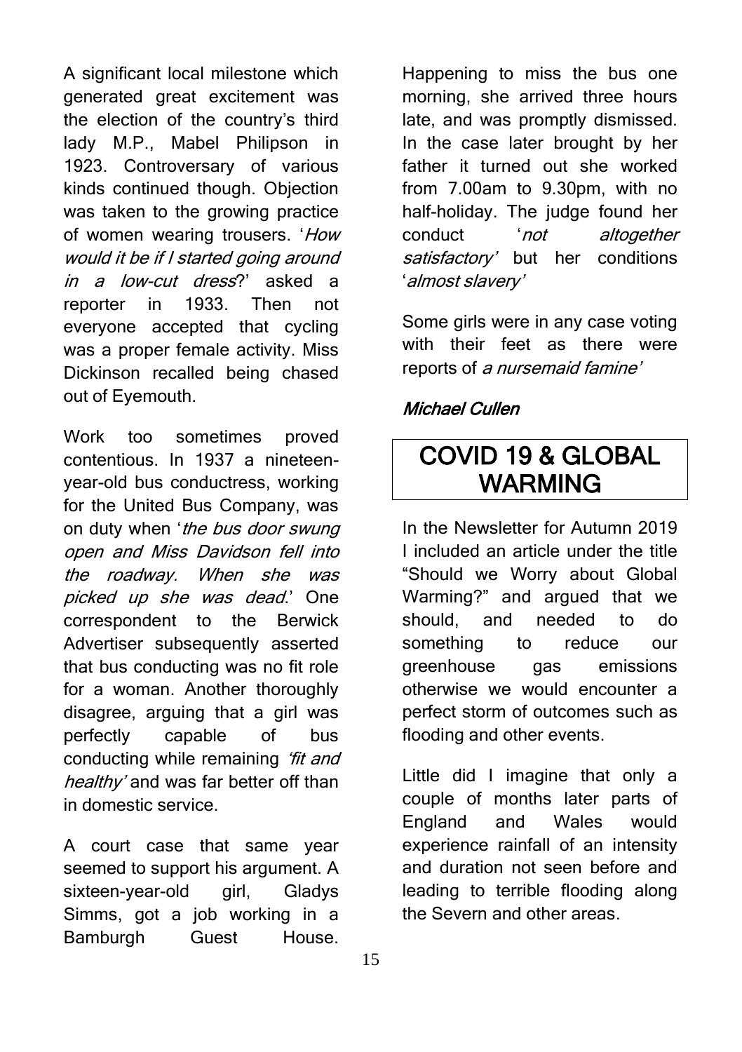A significant local milestone which generated great excitement was the election of the country's third lady M.P., Mabel Philipson in 1923. Controversary of various kinds continued though. Objection was taken to the growing practice of women wearing trousers. '*How would it be if I started going around in a low-cut dress*?' asked a reporter in 1933. Then not everyone accepted that cycling was a proper female activity. Miss Dickinson recalled being chased out of Eyemouth.

Work too sometimes proved contentious. In 1937 a nineteen-year-old bus conductress, working for the United Bus Company, was on duty when '*the bus door swung open and Miss Davidson fell into the roadway. When she was picked up she was dead*.' One correspondent to the Berwick Advertiser subsequently asserted that bus conducting was no fit role for a woman. Another thoroughly disagree, arguing that a girl was perfectly capable of bus conducting while remaining *'fit and healthy'* and was far better off than in domestic service.

A court case that same year seemed to support his argument. A sixteen-year-old girl, Gladys Simms, got a job working in a Bamburgh Guest House. Happening to miss the bus one morning, she arrived three hours late, and was promptly dismissed. In the case later brought by her father it turned out she worked from 7.00am to 9.30pm, with no half-holiday. The judge found her conduct '*not altogether satisfactory*' but her conditions '*almost slavery*'

Some girls were in any case voting with their feet as there were reports of *a nursemaid famine'*

***Michael Cullen***

# COVID 19 & GLOBAL WARMING

In the Newsletter for Autumn 2019 I included an article under the title "Should we Worry about Global Warming?" and argued that we should, and needed to do something to reduce our greenhouse gas emissions otherwise we would encounter a perfect storm of outcomes such as flooding and other events.

Little did I imagine that only a couple of months later parts of England and Wales would experience rainfall of an intensity and duration not seen before and leading to terrible flooding along the Severn and other areas.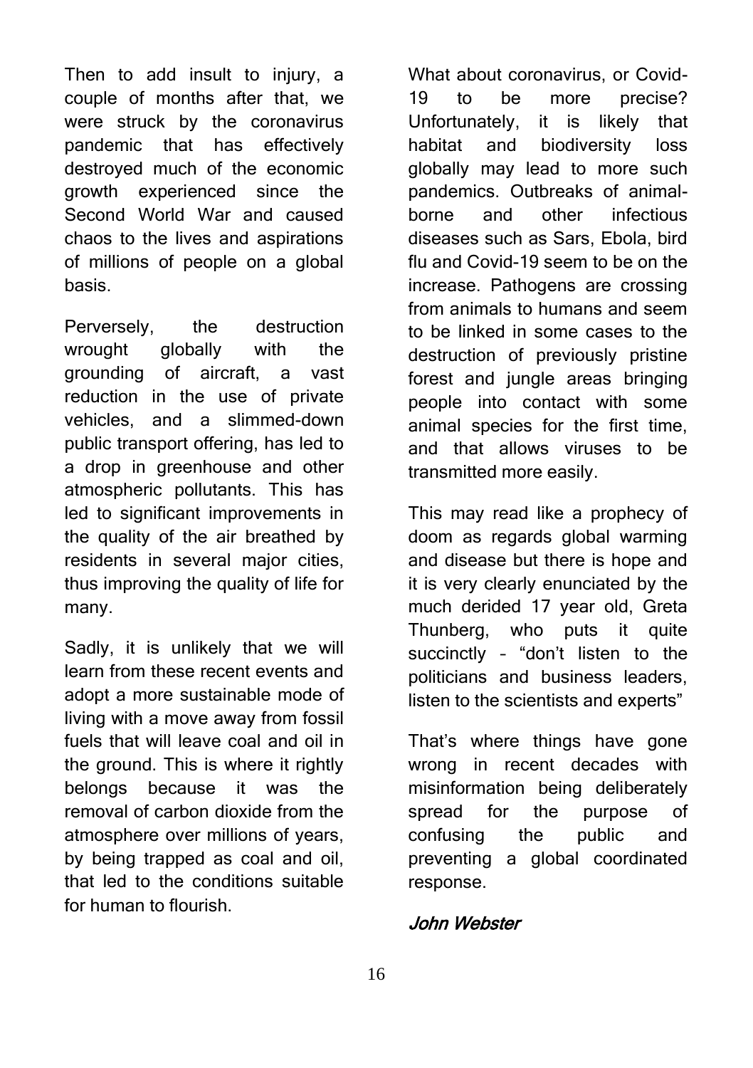Then to add insult to injury, a couple of months after that, we were struck by the coronavirus pandemic that has effectively destroyed much of the economic growth experienced since the Second World War and caused chaos to the lives and aspirations of millions of people on a global basis.

Perversely, the destruction wrought globally with the grounding of aircraft, a vast reduction in the use of private vehicles, and a slimmed-down public transport offering, has led to a drop in greenhouse and other atmospheric pollutants. This has led to significant improvements in the quality of the air breathed by residents in several major cities, thus improving the quality of life for many.

Sadly, it is unlikely that we will learn from these recent events and adopt a more sustainable mode of living with a move away from fossil fuels that will leave coal and oil in the ground. This is where it rightly belongs because it was the removal of carbon dioxide from the atmosphere over millions of years, by being trapped as coal and oil, that led to the conditions suitable for human to flourish.

What about coronavirus, or Covid-19 to be more precise? Unfortunately, it is likely that habitat and biodiversity loss globally may lead to more such pandemics. Outbreaks of animal-borne and other infectious diseases such as Sars, Ebola, bird flu and Covid-19 seem to be on the increase. Pathogens are crossing from animals to humans and seem to be linked in some cases to the destruction of previously pristine forest and jungle areas bringing people into contact with some animal species for the first time, and that allows viruses to be transmitted more easily.

This may read like a prophecy of doom as regards global warming and disease but there is hope and it is very clearly enunciated by the much derided 17 year old, Greta Thunberg, who puts it quite succinctly – "don't listen to the politicians and business leaders, listen to the scientists and experts"

That's where things have gone wrong in recent decades with misinformation being deliberately spread for the purpose of confusing the public and preventing a global coordinated response.

***John Webster***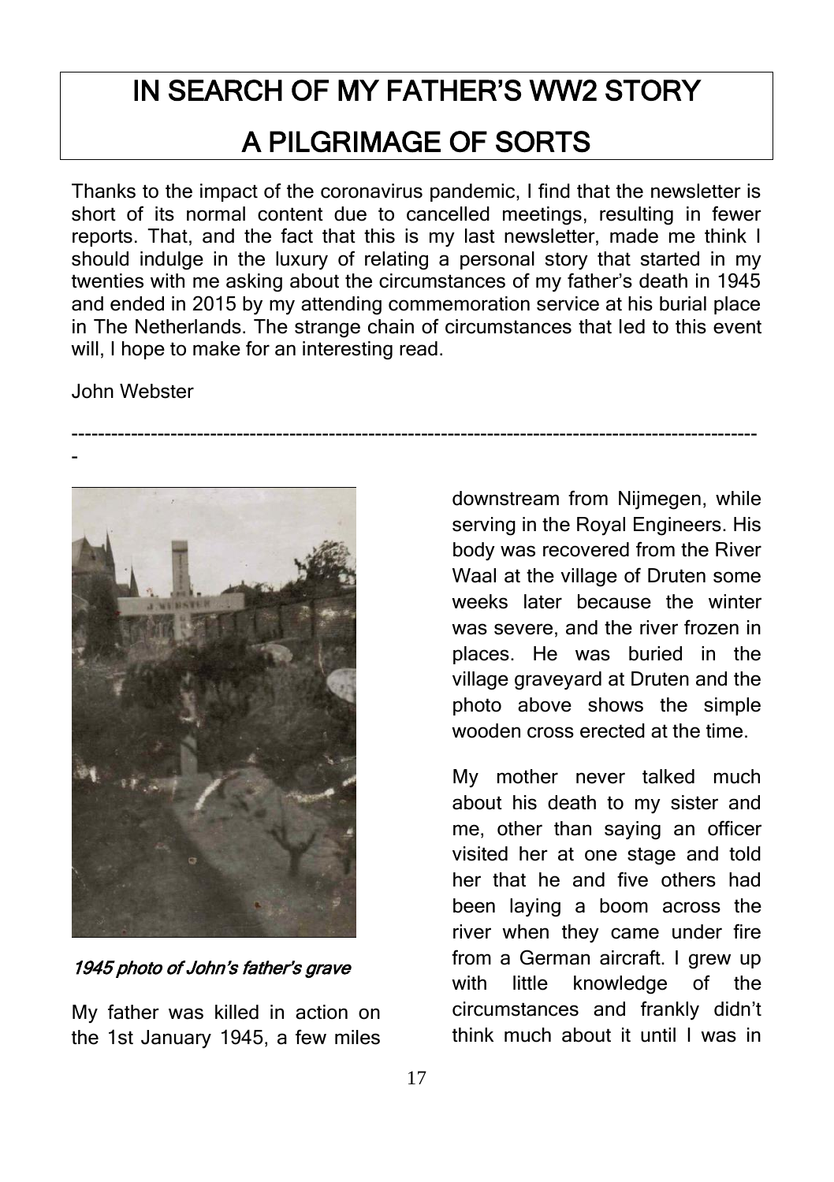# IN SEARCH OF MY FATHER'S WW2 STORY

# A PILGRIMAGE OF SORTS

Thanks to the impact of the coronavirus pandemic, I find that the newsletter is short of its normal content due to cancelled meetings, resulting in fewer reports. That, and the fact that this is my last newsletter, made me think I should indulge in the luxury of relating a personal story that started in my twenties with me asking about the circumstances of my father's death in 1945 and ended in 2015 by my attending commemoration service at his burial place in The Netherlands. The strange chain of circumstances that led to this event will, I hope to make for an interesting read.

John Webster

---

*1945 photo of John's father's grave*

My father was killed in action on the 1st January 1945, a few miles downstream from Nijmegen, while serving in the Royal Engineers. His body was recovered from the River Waal at the village of Druten some weeks later because the winter was severe, and the river frozen in places. He was buried in the village graveyard at Druten and the photo above shows the simple wooden cross erected at the time.

My mother never talked much about his death to my sister and me, other than saying an officer visited her at one stage and told her that he and five others had been laying a boom across the river when they came under fire from a German aircraft. I grew up with little knowledge of the circumstances and frankly didn't think much about it until I was in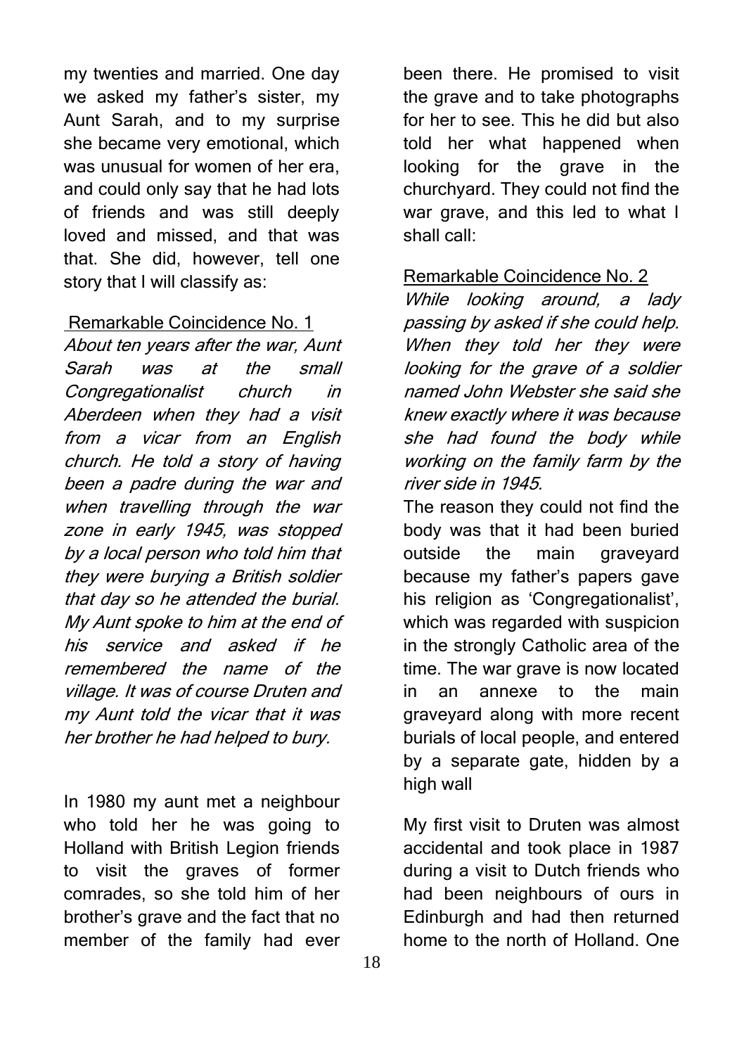my twenties and married. One day we asked my father's sister, my Aunt Sarah, and to my surprise she became very emotional, which was unusual for women of her era, and could only say that he had lots of friends and was still deeply loved and missed, and that was that. She did, however, tell one story that I will classify as:

Remarkable Coincidence No. 1

*About ten years after the war, Aunt Sarah was at the small Congregationalist church in Aberdeen when they had a visit from a vicar from an English church. He told a story of having been a padre during the war and when travelling through the war zone in early 1945, was stopped by a local person who told him that they were burying a British soldier that day so he attended the burial. My Aunt spoke to him at the end of his service and asked if he remembered the name of the village. It was of course Druten and my Aunt told the vicar that it was her brother he had helped to bury.*

In 1980 my aunt met a neighbour who told her he was going to Holland with British Legion friends to visit the graves of former comrades, so she told him of her brother's grave and the fact that no member of the family had ever been there. He promised to visit the grave and to take photographs for her to see. This he did but also told her what happened when looking for the grave in the churchyard. They could not find the war grave, and this led to what I shall call:

Remarkable Coincidence No. 2

*While looking around, a lady passing by asked if she could help. When they told her they were looking for the grave of a soldier named John Webster she said she knew exactly where it was because she had found the body while working on the family farm by the river side in 1945.*

The reason they could not find the body was that it had been buried outside the main graveyard because my father's papers gave his religion as 'Congregationalist', which was regarded with suspicion in the strongly Catholic area of the time. The war grave is now located in an annexe to the main graveyard along with more recent burials of local people, and entered by a separate gate, hidden by a high wall

My first visit to Druten was almost accidental and took place in 1987 during a visit to Dutch friends who had been neighbours of ours in Edinburgh and had then returned home to the north of Holland. One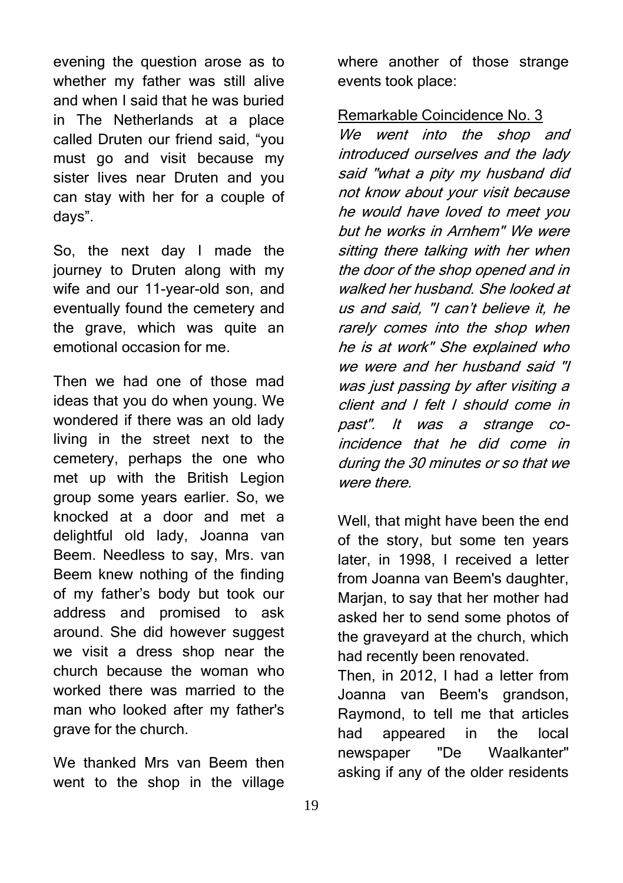evening the question arose as to whether my father was still alive and when I said that he was buried in The Netherlands at a place called Druten our friend said, "you must go and visit because my sister lives near Druten and you can stay with her for a couple of days".

So, the next day I made the journey to Druten along with my wife and our 11-year-old son, and eventually found the cemetery and the grave, which was quite an emotional occasion for me.

Then we had one of those mad ideas that you do when young. We wondered if there was an old lady living in the street next to the cemetery, perhaps the one who met up with the British Legion group some years earlier. So, we knocked at a door and met a delightful old lady, Joanna van Beem. Needless to say, Mrs. van Beem knew nothing of the finding of my father's body but took our address and promised to ask around. She did however suggest we visit a dress shop near the church because the woman who worked there was married to the man who looked after my father's grave for the church.

We thanked Mrs van Beem then went to the shop in the village where another of those strange events took place:

<u>Remarkable Coincidence No. 3</u>

*We went into the shop and introduced ourselves and the lady said "what a pity my husband did not know about your visit because he would have loved to meet you but he works in Arnhem" We were sitting there talking with her when the door of the shop opened and in walked her husband. She looked at us and said, "I can't believe it, he rarely comes into the shop when he is at work" She explained who we were and her husband said "I was just passing by after visiting a client and I felt I should come in past". It was a strange co-incidence that he did come in during the 30 minutes or so that we were there.*

Well, that might have been the end of the story, but some ten years later, in 1998, I received a letter from Joanna van Beem's daughter, Marjan, to say that her mother had asked her to send some photos of the graveyard at the church, which had recently been renovated.

Then, in 2012, I had a letter from Joanna van Beem's grandson, Raymond, to tell me that articles had appeared in the local newspaper "De Waalkanter" asking if any of the older residents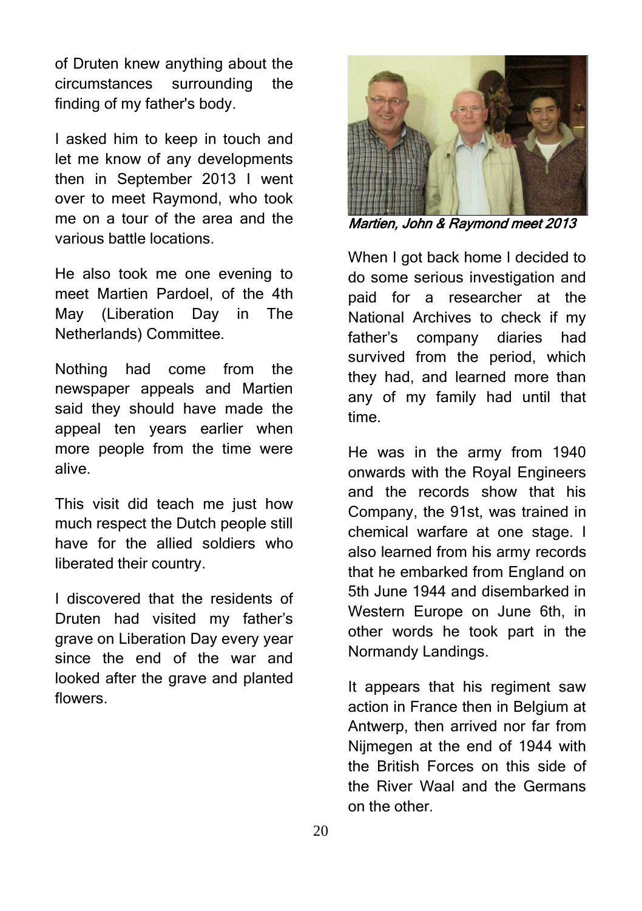of Druten knew anything about the circumstances surrounding the finding of my father's body.

I asked him to keep in touch and let me know of any developments then in September 2013 I went over to meet Raymond, who took me on a tour of the area and the various battle locations.

He also took me one evening to meet Martien Pardoel, of the 4th May (Liberation Day in The Netherlands) Committee.

Nothing had come from the newspaper appeals and Martien said they should have made the appeal ten years earlier when more people from the time were alive.

This visit did teach me just how much respect the Dutch people still have for the allied soldiers who liberated their country.

I discovered that the residents of Druten had visited my father's grave on Liberation Day every year since the end of the war and looked after the grave and planted flowers.

*Martien, John & Raymond meet 2013*

When I got back home I decided to do some serious investigation and paid for a researcher at the National Archives to check if my father's company diaries had survived from the period, which they had, and learned more than any of my family had until that time.

He was in the army from 1940 onwards with the Royal Engineers and the records show that his Company, the 91st, was trained in chemical warfare at one stage. I also learned from his army records that he embarked from England on 5th June 1944 and disembarked in Western Europe on June 6th, in other words he took part in the Normandy Landings.

It appears that his regiment saw action in France then in Belgium at Antwerp, then arrived nor far from Nijmegen at the end of 1944 with the British Forces on this side of the River Waal and the Germans on the other.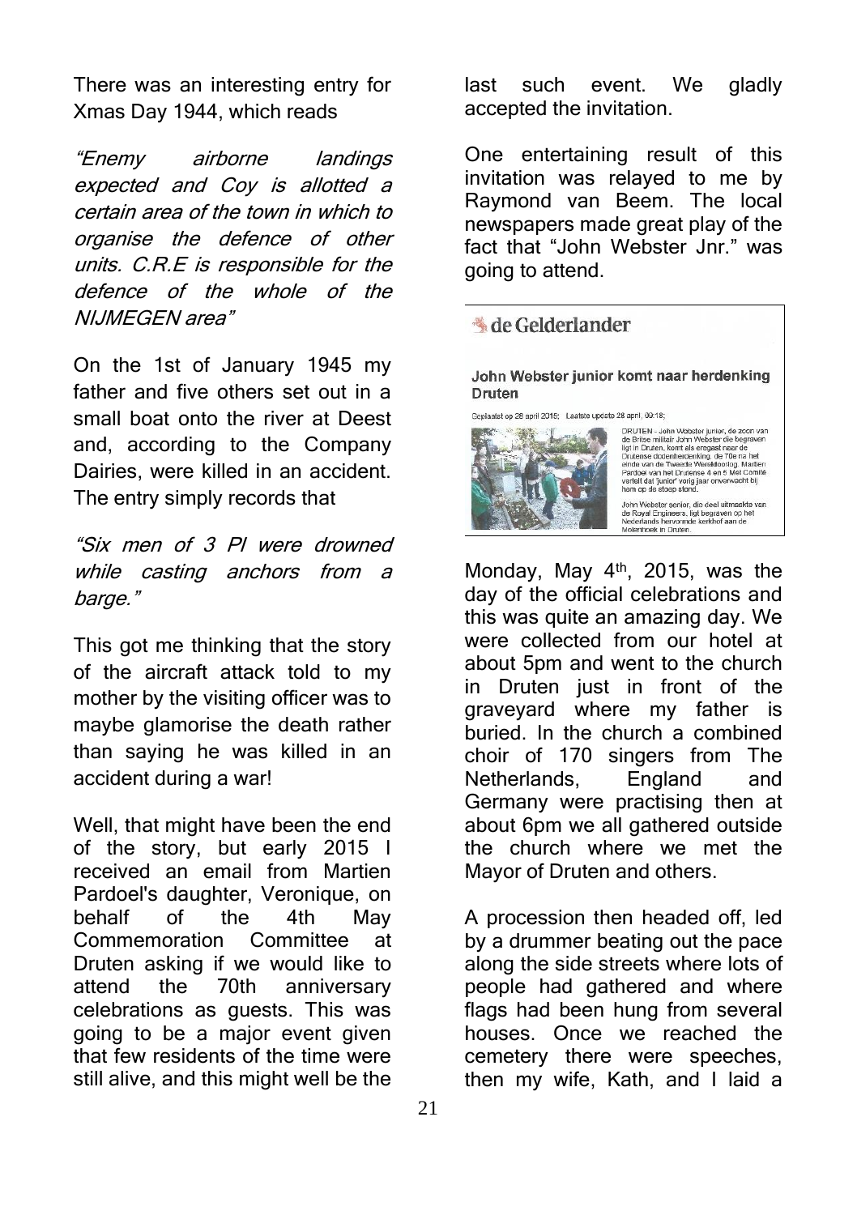There was an interesting entry for Xmas Day 1944, which reads

*"Enemy airborne landings expected and Coy is allotted a certain area of the town in which to organise the defence of other units. C.R.E is responsible for the defence of the whole of the NIJMEGEN area"*

On the 1st of January 1945 my father and five others set out in a small boat onto the river at Deest and, according to the Company Dairies, were killed in an accident. The entry simply records that

*"Six men of 3 Pl were drowned while casting anchors from a barge."*

This got me thinking that the story of the aircraft attack told to my mother by the visiting officer was to maybe glamorise the death rather than saying he was killed in an accident during a war!

Well, that might have been the end of the story, but early 2015 I received an email from Martien Pardoel's daughter, Veronique, on behalf of the 4th May Commemoration Committee at Druten asking if we would like to attend the 70th anniversary celebrations as guests. This was going to be a major event given that few residents of the time were still alive, and this might well be the last such event. We gladly accepted the invitation.

One entertaining result of this invitation was relayed to me by Raymond van Beem. The local newspapers made great play of the fact that "John Webster Jnr." was going to attend.

**de Gelderlander**

**John Webster junior komt naar herdenking Druten**

Geplaatst op 28 april 2015; Laatste update 28 april, 09:18;

DRUTEN - John Webster junior, de zoon van de Britse militair John Webster die begraven ligt in Druten, komt als eregast naar de Drutense dodenherdenking, de 70e na het einde van de Tweede Wereldoorlog. Martien Pardoel van het Drutense 4 en 5 Mei Comité vertelt dat 'junior' vorig jaar onverwacht bij hem op de stoep stond.

John Webster senior, die deel uitmaakte van de Royal Engineers, ligt begraven op het Nederlands hervormde kerkhof aan de Molenhoek in Druten.

Monday, May 4th, 2015, was the day of the official celebrations and this was quite an amazing day. We were collected from our hotel at about 5pm and went to the church in Druten just in front of the graveyard where my father is buried. In the church a combined choir of 170 singers from The Netherlands, England and Germany were practising then at about 6pm we all gathered outside the church where we met the Mayor of Druten and others.

A procession then headed off, led by a drummer beating out the pace along the side streets where lots of people had gathered and where flags had been hung from several houses. Once we reached the cemetery there were speeches, then my wife, Kath, and I laid a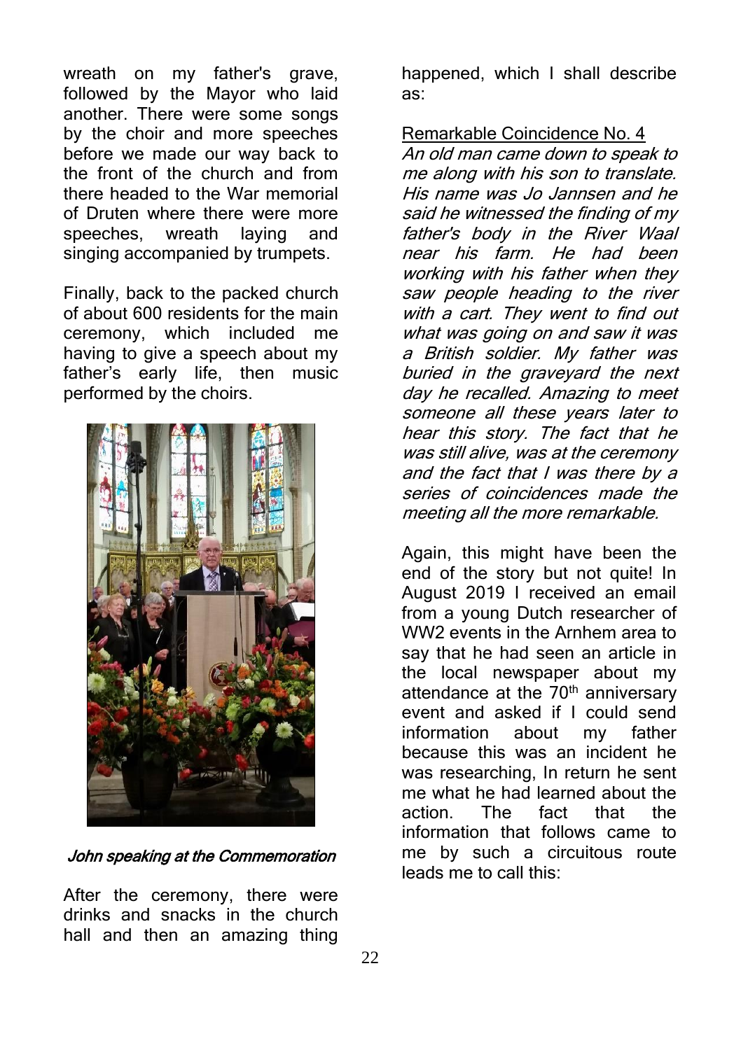wreath on my father's grave, followed by the Mayor who laid another. There were some songs by the choir and more speeches before we made our way back to the front of the church and from there headed to the War memorial of Druten where there were more speeches, wreath laying and singing accompanied by trumpets.

Finally, back to the packed church of about 600 residents for the main ceremony, which included me having to give a speech about my father's early life, then music performed by the choirs.

*John speaking at the Commemoration*

After the ceremony, there were drinks and snacks in the church hall and then an amazing thing happened, which I shall describe as:

Remarkable Coincidence No. 4

*An old man came down to speak to me along with his son to translate. His name was Jo Jannsen and he said he witnessed the finding of my father's body in the River Waal near his farm. He had been working with his father when they saw people heading to the river with a cart. They went to find out what was going on and saw it was a British soldier. My father was buried in the graveyard the next day he recalled. Amazing to meet someone all these years later to hear this story. The fact that he was still alive, was at the ceremony and the fact that I was there by a series of coincidences made the meeting all the more remarkable.*

Again, this might have been the end of the story but not quite! In August 2019 I received an email from a young Dutch researcher of WW2 events in the Arnhem area to say that he had seen an article in the local newspaper about my attendance at the 70th anniversary event and asked if I could send information about my father because this was an incident he was researching, In return he sent me what he had learned about the action. The fact that the information that follows came to me by such a circuitous route leads me to call this: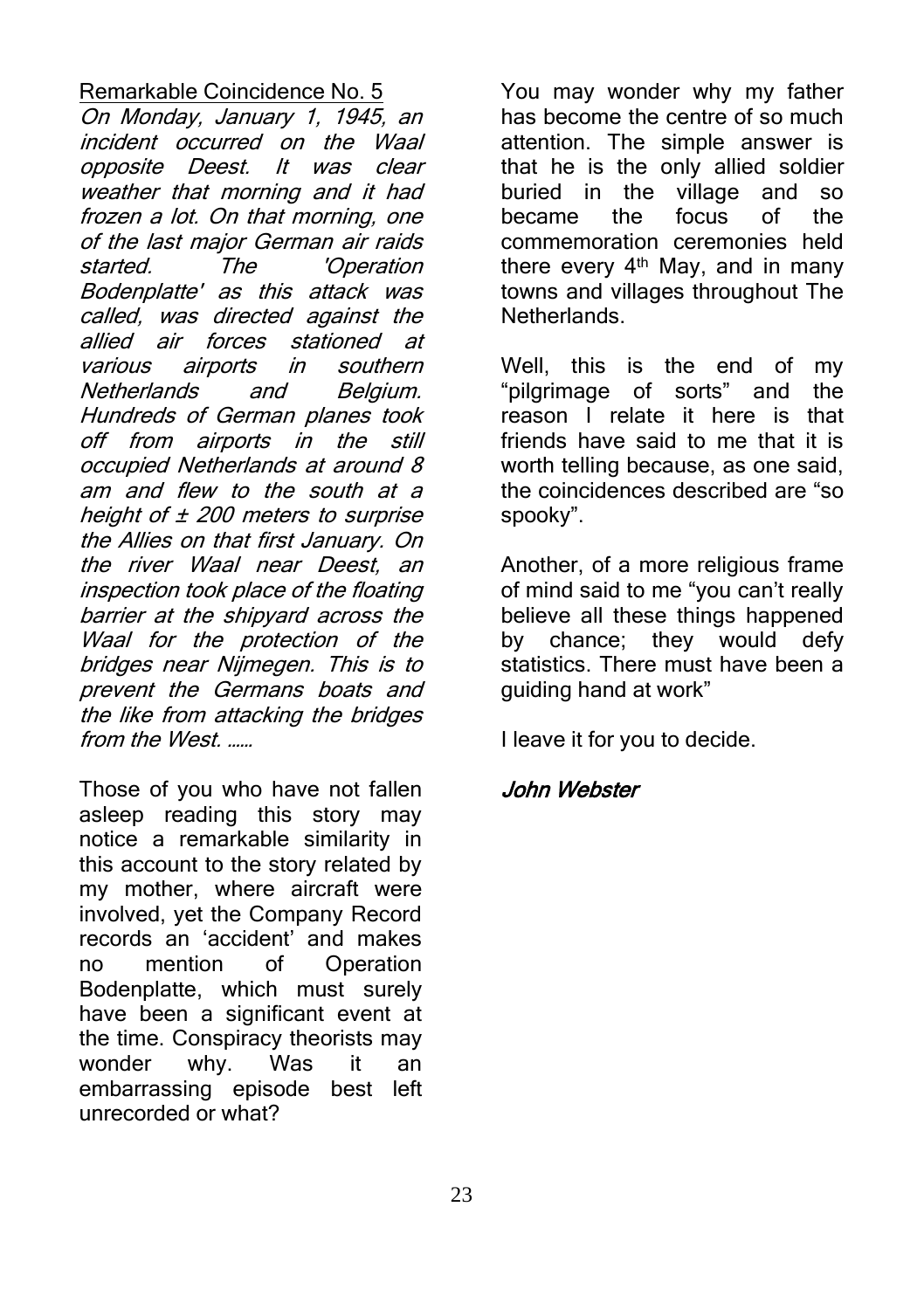Remarkable Coincidence No. 5

*On Monday, January 1, 1945, an incident occurred on the Waal opposite Deest. It was clear weather that morning and it had frozen a lot. On that morning, one of the last major German air raids started. The 'Operation Bodenplatte' as this attack was called, was directed against the allied air forces stationed at various airports in southern Netherlands and Belgium. Hundreds of German planes took off from airports in the still occupied Netherlands at around 8 am and flew to the south at a height of ± 200 meters to surprise the Allies on that first January. On the river Waal near Deest, an inspection took place of the floating barrier at the shipyard across the Waal for the protection of the bridges near Nijmegen. This is to prevent the Germans boats and the like from attacking the bridges from the West. ……*

Those of you who have not fallen asleep reading this story may notice a remarkable similarity in this account to the story related by my mother, where aircraft were involved, yet the Company Record records an 'accident' and makes no mention of Operation Bodenplatte, which must surely have been a significant event at the time. Conspiracy theorists may wonder why. Was it an embarrassing episode best left unrecorded or what?

You may wonder why my father has become the centre of so much attention. The simple answer is that he is the only allied soldier buried in the village and so became the focus of the commemoration ceremonies held there every 4th May, and in many towns and villages throughout The Netherlands.

Well, this is the end of my "pilgrimage of sorts" and the reason I relate it here is that friends have said to me that it is worth telling because, as one said, the coincidences described are "so spooky".

Another, of a more religious frame of mind said to me "you can't really believe all these things happened by chance; they would defy statistics. There must have been a guiding hand at work"

I leave it for you to decide.

***John Webster***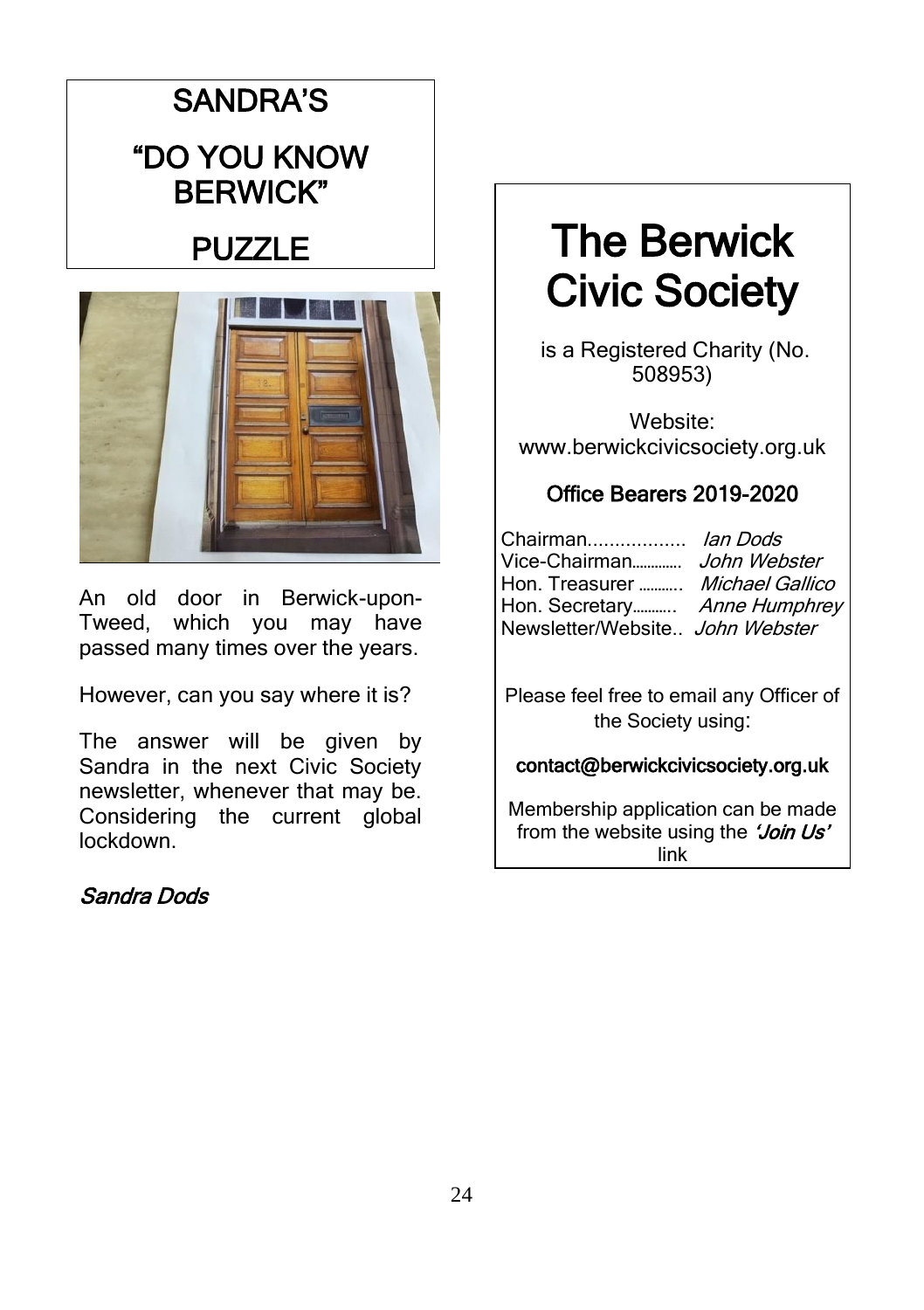# SANDRA'S "DO YOU KNOW BERWICK" PUZZLE

An old door in Berwick-upon-Tweed, which you may have passed many times over the years.

However, can you say where it is?

The answer will be given by Sandra in the next Civic Society newsletter, whenever that may be. Considering the current global lockdown.

*Sandra Dods*

# The Berwick Civic Society

is a Registered Charity (No. 508953)

Website:
www.berwickcivicsociety.org.uk

## Office Bearers 2019-2020

Chairman.................. *Ian Dods*
Vice-Chairman............. *John Webster*
Hon. Treasurer ........... *Michael Gallico*
Hon. Secretary........... *Anne Humphrey*
Newsletter/Website.. *John Webster*

Please feel free to email any Officer of the Society using:

**contact@berwickcivicsociety.org.uk**

Membership application can be made from the website using the ***'Join Us'*** link